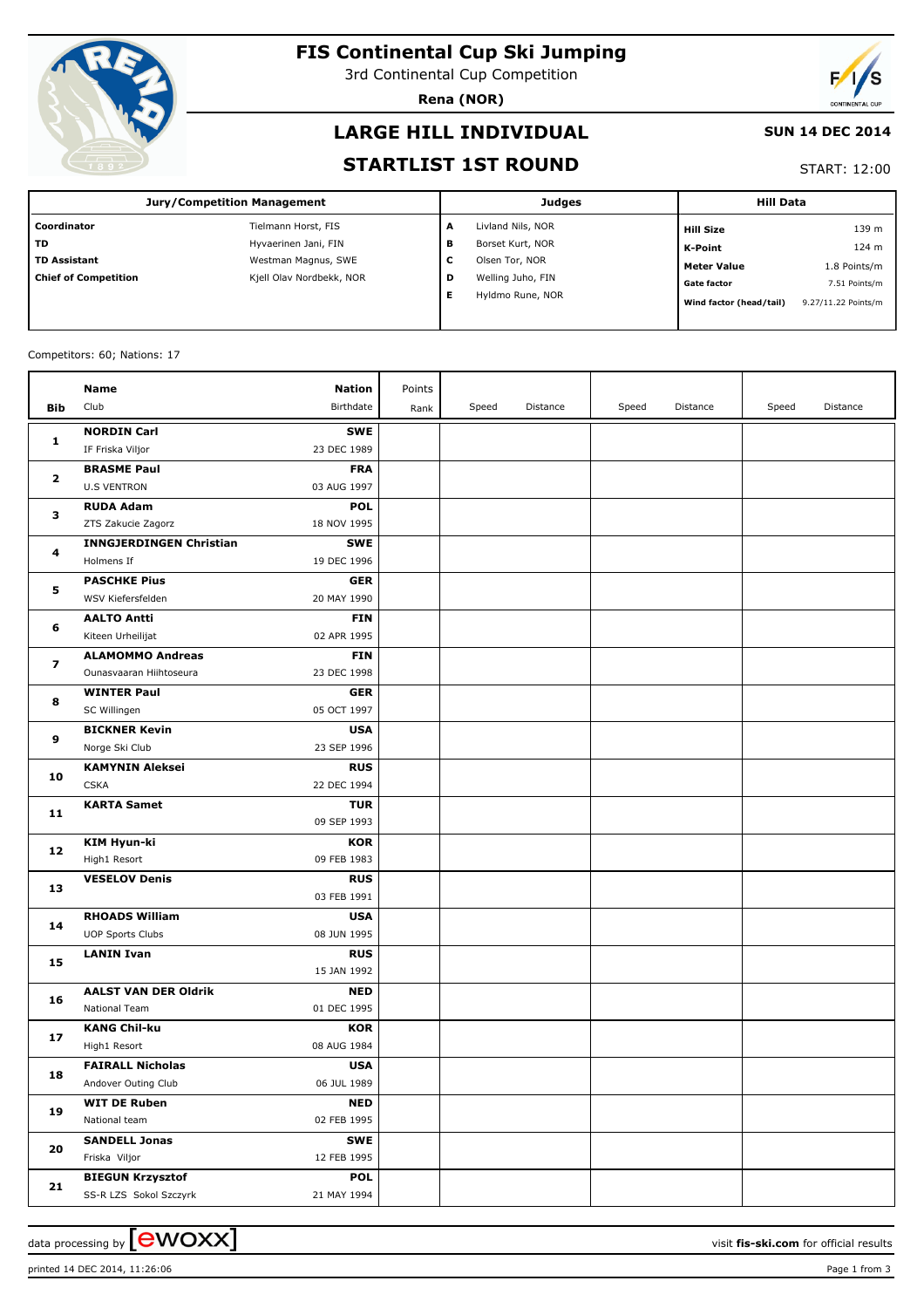# FIS Continental Cup Ski Jumping

3rd Continental Cup Competition

**Rena (NOR)**

## LARGE HILL INDIVIDUAL

**SUN 14 DEC 2014**

## STARTLIST 1ST ROUND

START: 12:00

| Jury/Competition Management | | Judges | | Hill Data | |
|---|---|---|---|---|---|
| **Coordinator** | Tielmann Horst, FIS | **A** | Livland Nils, NOR | **Hill Size** | 139 m |
| **TD** | Hyvaerinen Jani, FIN | **B** | Borset Kurt, NOR | **K-Point** | 124 m |
| **TD Assistant** | Westman Magnus, SWE | **C** | Olsen Tor, NOR | **Meter Value** | 1.8 Points/m |
| **Chief of Competition** | Kjell Olav Nordbekk, NOR | **D** | Welling Juho, FIN | **Gate factor** | 7.51 Points/m |
| | | **E** | Hyldmo Rune, NOR | **Wind factor (head/tail)** | 9.27/11.22 Points/m |

Competitors: 60; Nations: 17

| Bib | Name / Club | Nation / Birthdate | Points / Rank | Speed | Distance | Speed | Distance | Speed | Distance |
|---|---|---|---|---|---|---|---|---|---|
| 1 | **NORDIN Carl**<br>IF Friska Viljor | **SWE**<br>23 DEC 1989 | | | | | | | |
| 2 | **BRASME Paul**<br>U.S VENTRON | **FRA**<br>03 AUG 1997 | | | | | | | |
| 3 | **RUDA Adam**<br>ZTS Zakucie Zagorz | **POL**<br>18 NOV 1995 | | | | | | | |
| 4 | **INNGJERDINGEN Christian**<br>Holmens If | **SWE**<br>19 DEC 1996 | | | | | | | |
| 5 | **PASCHKE Pius**<br>WSV Kiefersfelden | **GER**<br>20 MAY 1990 | | | | | | | |
| 6 | **AALTO Antti**<br>Kiteen Urheilijat | **FIN**<br>02 APR 1995 | | | | | | | |
| 7 | **ALAMOMMO Andreas**<br>Ounasvaaran Hiihtoseura | **FIN**<br>23 DEC 1998 | | | | | | | |
| 8 | **WINTER Paul**<br>SC Willingen | **GER**<br>05 OCT 1997 | | | | | | | |
| 9 | **BICKNER Kevin**<br>Norge Ski Club | **USA**<br>23 SEP 1996 | | | | | | | |
| 10 | **KAMYNIN Aleksei**<br>CSKA | **RUS**<br>22 DEC 1994 | | | | | | | |
| 11 | **KARTA Samet** | **TUR**<br>09 SEP 1993 | | | | | | | |
| 12 | **KIM Hyun-ki**<br>High1 Resort | **KOR**<br>09 FEB 1983 | | | | | | | |
| 13 | **VESELOV Denis** | **RUS**<br>03 FEB 1991 | | | | | | | |
| 14 | **RHOADS William**<br>UOP Sports Clubs | **USA**<br>08 JUN 1995 | | | | | | | |
| 15 | **LANIN Ivan** | **RUS**<br>15 JAN 1992 | | | | | | | |
| 16 | **AALST VAN DER Oldrik**<br>National Team | **NED**<br>01 DEC 1995 | | | | | | | |
| 17 | **KANG Chil-ku**<br>High1 Resort | **KOR**<br>08 AUG 1984 | | | | | | | |
| 18 | **FAIRALL Nicholas**<br>Andover Outing Club | **USA**<br>06 JUL 1989 | | | | | | | |
| 19 | **WIT DE Ruben**<br>National team | **NED**<br>02 FEB 1995 | | | | | | | |
| 20 | **SANDELL Jonas**<br>Friska Viljor | **SWE**<br>12 FEB 1995 | | | | | | | |
| 21 | **BIEGUN Krzysztof**<br>SS-R LZS Sokol Szczyrk | **POL**<br>21 MAY 1994 | | | | | | | |

data processing by ewoxx — visit **fis-ski.com** for official results

printed 14 DEC 2014, 11:26:06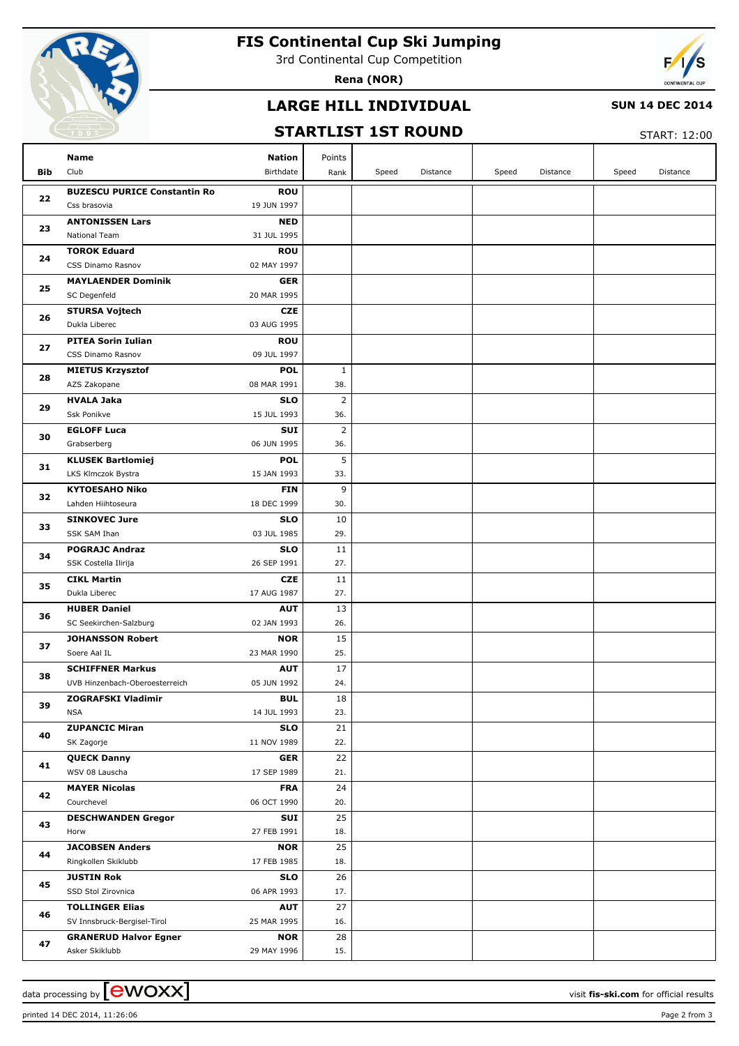# FIS Continental Cup Ski Jumping

3rd Continental Cup Competition

**Rena (NOR)**

## LARGE HILL INDIVIDUAL

**SUN 14 DEC 2014**

## STARTLIST 1ST ROUND

START: 12:00

| Bib | Name / Club | Nation / Birthdate | Points / Rank | Speed | Distance | Speed | Distance | Speed | Distance |
|---|---|---|---|---|---|---|---|---|---|
| 22 | **BUZESCU PURICE Constantin Ro** Css brasovia | **ROU** 19 JUN 1997 | | | | | | | |
| 23 | **ANTONISSEN Lars** National Team | **NED** 31 JUL 1995 | | | | | | | |
| 24 | **TOROK Eduard** CSS Dinamo Rasnov | **ROU** 02 MAY 1997 | | | | | | | |
| 25 | **MAYLAENDER Dominik** SC Degenfeld | **GER** 20 MAR 1995 | | | | | | | |
| 26 | **STURSA Vojtech** Dukla Liberec | **CZE** 03 AUG 1995 | | | | | | | |
| 27 | **PITEA Sorin Iulian** CSS Dinamo Rasnov | **ROU** 09 JUL 1997 | | | | | | | |
| 28 | **MIETUS Krzysztof** AZS Zakopane | **POL** 08 MAR 1991 | 1 38. | | | | | | |
| 29 | **HVALA Jaka** Ssk Ponikve | **SLO** 15 JUL 1993 | 2 36. | | | | | | |
| 30 | **EGLOFF Luca** Grabserberg | **SUI** 06 JUN 1995 | 2 36. | | | | | | |
| 31 | **KLUSEK Bartlomiej** LKS Klmczok Bystra | **POL** 15 JAN 1993 | 5 33. | | | | | | |
| 32 | **KYTOESAHO Niko** Lahden Hiihtoseura | **FIN** 18 DEC 1999 | 9 30. | | | | | | |
| 33 | **SINKOVEC Jure** SSK SAM Ihan | **SLO** 03 JUL 1985 | 10 29. | | | | | | |
| 34 | **POGRAJC Andraz** SSK Costella Ilirija | **SLO** 26 SEP 1991 | 11 27. | | | | | | |
| 35 | **CIKL Martin** Dukla Liberec | **CZE** 17 AUG 1987 | 11 27. | | | | | | |
| 36 | **HUBER Daniel** SC Seekirchen-Salzburg | **AUT** 02 JAN 1993 | 13 26. | | | | | | |
| 37 | **JOHANSSON Robert** Soere Aal IL | **NOR** 23 MAR 1990 | 15 25. | | | | | | |
| 38 | **SCHIFFNER Markus** UVB Hinzenbach-Oberoesterreich | **AUT** 05 JUN 1992 | 17 24. | | | | | | |
| 39 | **ZOGRAFSKI Vladimir** NSA | **BUL** 14 JUL 1993 | 18 23. | | | | | | |
| 40 | **ZUPANCIC Miran** SK Zagorje | **SLO** 11 NOV 1989 | 21 22. | | | | | | |
| 41 | **QUECK Danny** WSV 08 Lauscha | **GER** 17 SEP 1989 | 22 21. | | | | | | |
| 42 | **MAYER Nicolas** Courchevel | **FRA** 06 OCT 1990 | 24 20. | | | | | | |
| 43 | **DESCHWANDEN Gregor** Horw | **SUI** 27 FEB 1991 | 25 18. | | | | | | |
| 44 | **JACOBSEN Anders** Ringkollen Skiklubb | **NOR** 17 FEB 1985 | 25 18. | | | | | | |
| 45 | **JUSTIN Rok** SSD Stol Zirovnica | **SLO** 06 APR 1993 | 26 17. | | | | | | |
| 46 | **TOLLINGER Elias** SV Innsbruck-Bergisel-Tirol | **AUT** 25 MAR 1995 | 27 16. | | | | | | |
| 47 | **GRANERUD Halvor Egner** Asker Skiklubb | **NOR** 29 MAY 1996 | 28 15. | | | | | | |

data processing by ewoxx — visit **fis-ski.com** for official results

printed 14 DEC 2014, 11:26:06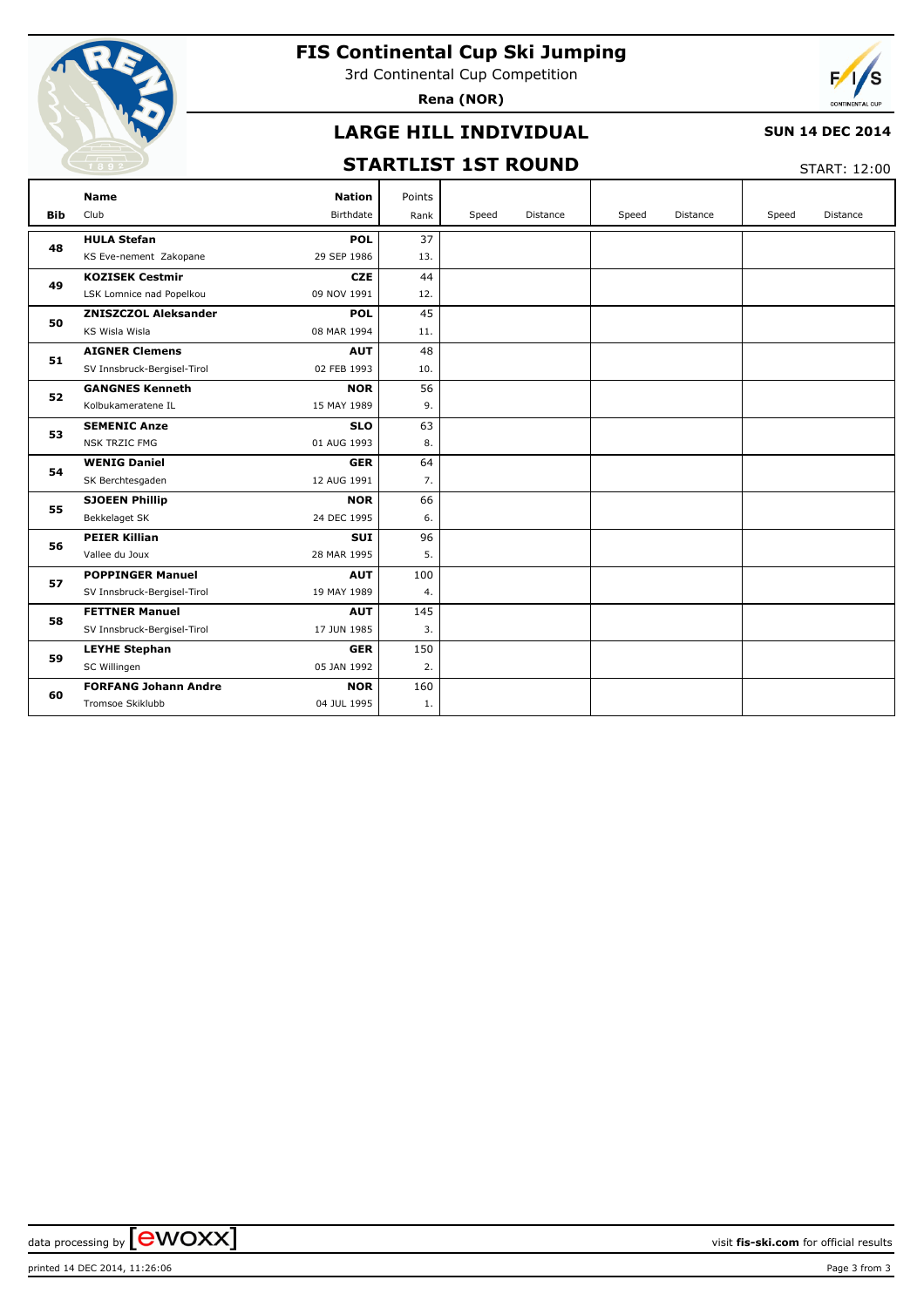# FIS Continental Cup Ski Jumping

3rd Continental Cup Competition

**Rena (NOR)**

## LARGE HILL INDIVIDUAL

**SUN 14 DEC 2014**

## STARTLIST 1ST ROUND

START: 12:00

| Bib | Name / Club | Nation / Birthdate | Points / Rank | Speed | Distance | Speed | Distance | Speed | Distance |
|---|---|---|---|---|---|---|---|---|---|
| 48 | **HULA Stefan** KS Eve-nement Zakopane | **POL** 29 SEP 1986 | 37 13. | | | | | | |
| 49 | **KOZISEK Cestmir** LSK Lomnice nad Popelkou | **CZE** 09 NOV 1991 | 44 12. | | | | | | |
| 50 | **ZNISZCZOL Aleksander** KS Wisla Wisla | **POL** 08 MAR 1994 | 45 11. | | | | | | |
| 51 | **AIGNER Clemens** SV Innsbruck-Bergisel-Tirol | **AUT** 02 FEB 1993 | 48 10. | | | | | | |
| 52 | **GANGNES Kenneth** Kolbukameratene IL | **NOR** 15 MAY 1989 | 56 9. | | | | | | |
| 53 | **SEMENIC Anze** NSK TRZIC FMG | **SLO** 01 AUG 1993 | 63 8. | | | | | | |
| 54 | **WENIG Daniel** SK Berchtesgaden | **GER** 12 AUG 1991 | 64 7. | | | | | | |
| 55 | **SJOEEN Phillip** Bekkelaget SK | **NOR** 24 DEC 1995 | 66 6. | | | | | | |
| 56 | **PEIER Killian** Vallee du Joux | **SUI** 28 MAR 1995 | 96 5. | | | | | | |
| 57 | **POPPINGER Manuel** SV Innsbruck-Bergisel-Tirol | **AUT** 19 MAY 1989 | 100 4. | | | | | | |
| 58 | **FETTNER Manuel** SV Innsbruck-Bergisel-Tirol | **AUT** 17 JUN 1985 | 145 3. | | | | | | |
| 59 | **LEYHE Stephan** SC Willingen | **GER** 05 JAN 1992 | 150 2. | | | | | | |
| 60 | **FORFANG Johann Andre** Tromsoe Skiklubb | **NOR** 04 JUL 1995 | 160 1. | | | | | | |

data processing by ewoxx — visit **fis-ski.com** for official results

printed 14 DEC 2014, 11:26:06